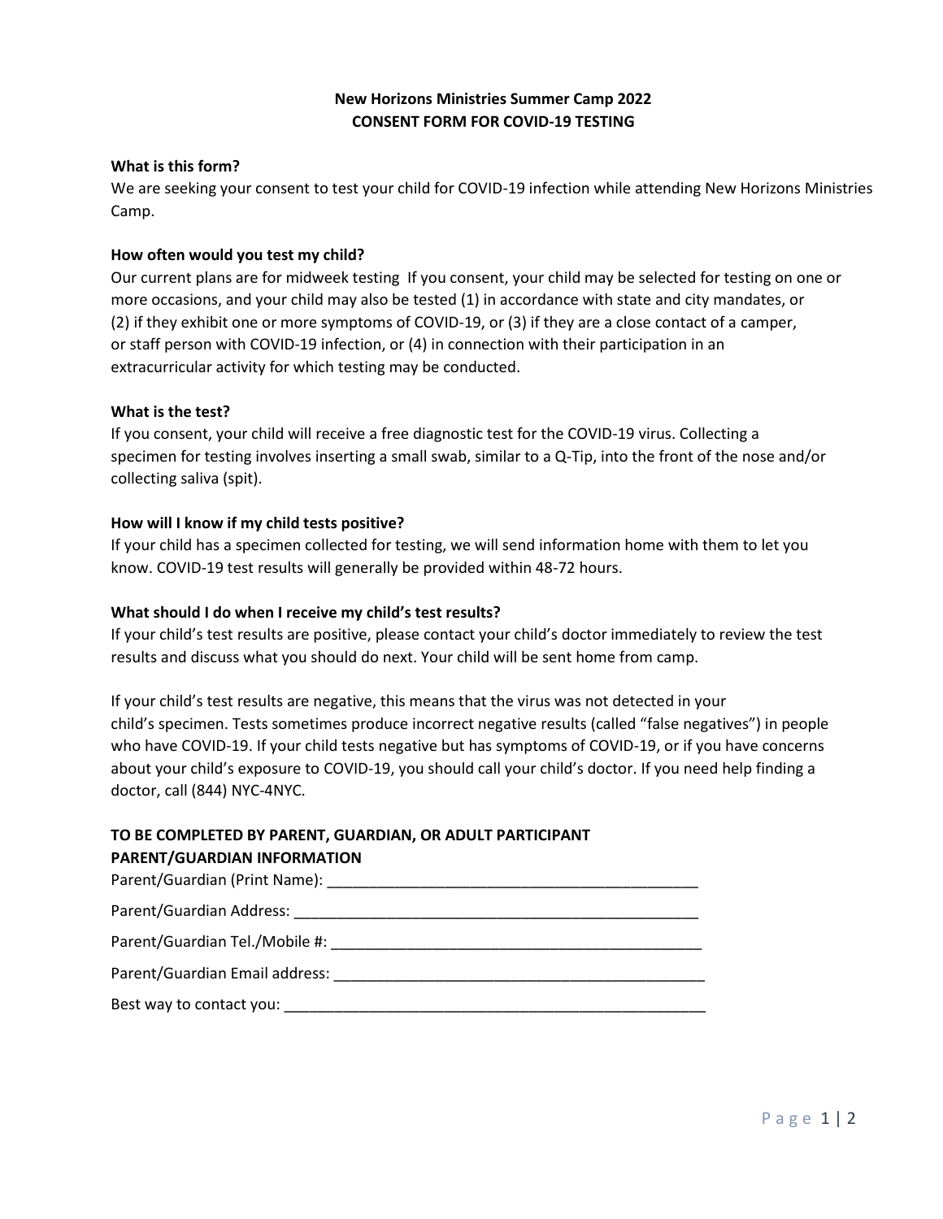**New Horizons Ministries Summer Camp 2022**
**CONSENT FORM FOR COVID-19 TESTING**

**What is this form?**

We are seeking your consent to test your child for COVID-19 infection while attending New Horizons Ministries Camp.

**How often would you test my child?**

Our current plans are for midweek testing If you consent, your child may be selected for testing on one or more occasions, and your child may also be tested (1) in accordance with state and city mandates, or (2) if they exhibit one or more symptoms of COVID-19, or (3) if they are a close contact of a camper, or staff person with COVID-19 infection, or (4) in connection with their participation in an extracurricular activity for which testing may be conducted.

**What is the test?**

If you consent, your child will receive a free diagnostic test for the COVID-19 virus. Collecting a specimen for testing involves inserting a small swab, similar to a Q-Tip, into the front of the nose and/or collecting saliva (spit).

**How will I know if my child tests positive?**

If your child has a specimen collected for testing, we will send information home with them to let you know. COVID-19 test results will generally be provided within 48-72 hours.

**What should I do when I receive my child's test results?**

If your child's test results are positive, please contact your child's doctor immediately to review the test results and discuss what you should do next. Your child will be sent home from camp.

If your child's test results are negative, this means that the virus was not detected in your child's specimen. Tests sometimes produce incorrect negative results (called "false negatives") in people who have COVID-19. If your child tests negative but has symptoms of COVID-19, or if you have concerns about your child's exposure to COVID-19, you should call your child's doctor. If you need help finding a doctor, call (844) NYC-4NYC.

**TO BE COMPLETED BY PARENT, GUARDIAN, OR ADULT PARTICIPANT**
**PARENT/GUARDIAN INFORMATION**

Parent/Guardian (Print Name): ______________________________________________

Parent/Guardian Address: _________________________________________________

Parent/Guardian Tel./Mobile #: _____________________________________________

Parent/Guardian Email address: ____________________________________________

Best way to contact you: __________________________________________________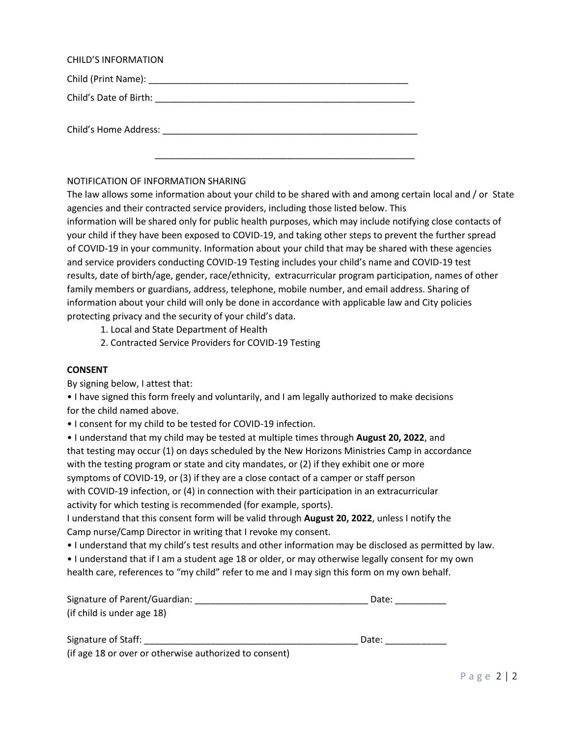CHILD'S INFORMATION

Child (Print Name): _____________________________________________________

Child's Date of Birth: _____________________________________________________

Child's Home Address: _____________________________________________________

_____________________________________________________

NOTIFICATION OF INFORMATION SHARING

The law allows some information about your child to be shared with and among certain local and / or State agencies and their contracted service providers, including those listed below. This information will be shared only for public health purposes, which may include notifying close contacts of your child if they have been exposed to COVID-19, and taking other steps to prevent the further spread of COVID-19 in your community. Information about your child that may be shared with these agencies and service providers conducting COVID-19 Testing includes your child's name and COVID-19 test results, date of birth/age, gender, race/ethnicity, extracurricular program participation, names of other family members or guardians, address, telephone, mobile number, and email address. Sharing of information about your child will only be done in accordance with applicable law and City policies protecting privacy and the security of your child's data.

1. Local and State Department of Health
2. Contracted Service Providers for COVID-19 Testing

**CONSENT**

By signing below, I attest that:

- I have signed this form freely and voluntarily, and I am legally authorized to make decisions for the child named above.
- I consent for my child to be tested for COVID-19 infection.
- I understand that my child may be tested at multiple times through **August 20, 2022**, and that testing may occur (1) on days scheduled by the New Horizons Ministries Camp in accordance with the testing program or state and city mandates, or (2) if they exhibit one or more symptoms of COVID-19, or (3) if they are a close contact of a camper or staff person with COVID-19 infection, or (4) in connection with their participation in an extracurricular activity for which testing is recommended (for example, sports).

I understand that this consent form will be valid through **August 20, 2022**, unless I notify the Camp nurse/Camp Director in writing that I revoke my consent.

- I understand that my child's test results and other information may be disclosed as permitted by law.
- I understand that if I am a student age 18 or older, or may otherwise legally consent for my own health care, references to "my child" refer to me and I may sign this form on my own behalf.

Signature of Parent/Guardian: __________________________________ Date: __________
(if child is under age 18)

Signature of Staff: __________________________________________ Date: ____________
(if age 18 or over or otherwise authorized to consent)